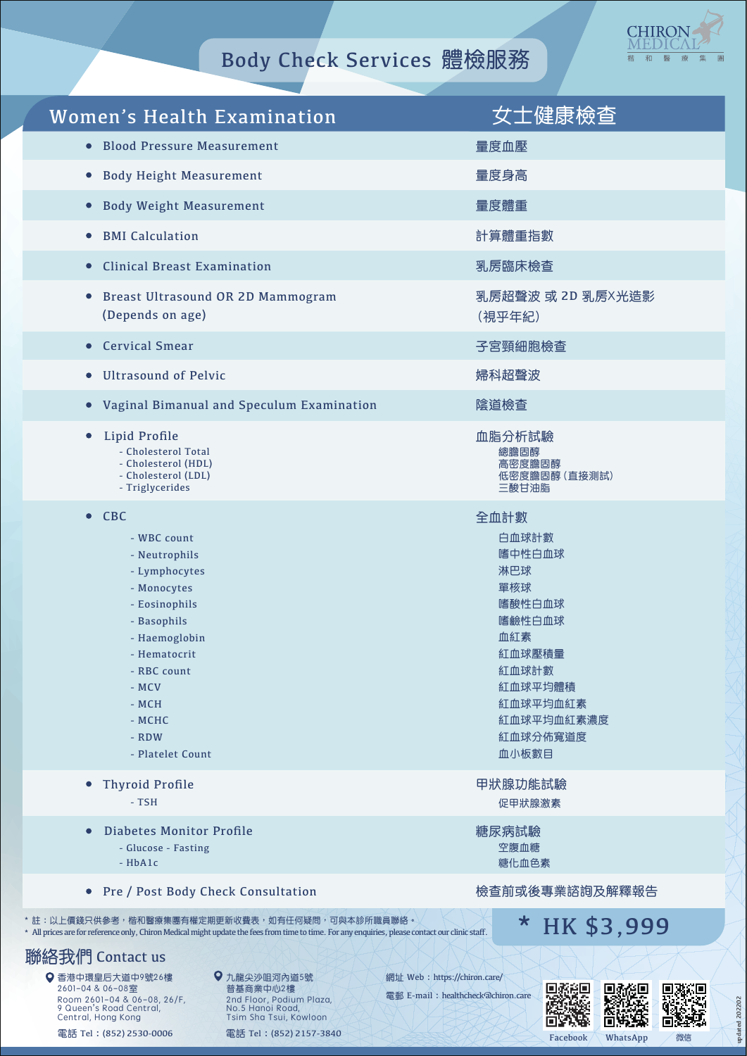# Body Check Services 體檢服務

CHIRON MEDICAL 楷和醫療集團

## Women's Health Examination 女士健康檢查

| Women's Health Examination | 女士健康檢查 |
|---|---|
| • Blood Pressure Measurement | 量度血壓 |
| • Body Height Measurement | 量度身高 |
| • Body Weight Measurement | 量度體重 |
| • BMI Calculation | 計算體重指數 |
| • Clinical Breast Examination | 乳房臨床檢查 |
| • Breast Ultrasound OR 2D Mammogram (Depends on age) | 乳房超聲波 或 2D 乳房X光造影 (視乎年紀) |
| • Cervical Smear | 子宮頸細胞檢查 |
| • Ultrasound of Pelvic | 婦科超聲波 |
| • Vaginal Bimanual and Speculum Examination | 陰道檢查 |
| • Lipid Profile | 血脂分析試驗 |
| - Cholesterol Total | 總膽固醇 |
| - Cholesterol (HDL) | 高密度膽固醇 |
| - Cholesterol (LDL) | 低密度膽固醇(直接測試) |
| - Triglycerides | 三酸甘油脂 |
| • CBC | 全血計數 |
| - WBC count | 白血球計數 |
| - Neutrophils | 嗜中性白血球 |
| - Lymphocytes | 淋巴球 |
| - Monocytes | 單核球 |
| - Eosinophils | 嗜酸性白血球 |
| - Basophils | 嗜鹼性白血球 |
| - Haemoglobin | 血紅素 |
| - Hematocrit | 紅血球壓積量 |
| - RBC count | 紅血球計數 |
| - MCV | 紅血球平均體積 |
| - MCH | 紅血球平均血紅素 |
| - MCHC | 紅血球平均血紅素濃度 |
| - RDW | 紅血球分佈寬道度 |
| - Platelet Count | 血小板數目 |
| • Thyroid Profile | 甲狀腺功能試驗 |
| - TSH | 促甲狀腺激素 |
| • Diabetes Monitor Profile | 糖尿病試驗 |
| - Glucose - Fasting | 空腹血糖 |
| - HbA1c | 糖化血色素 |
| • Pre / Post Body Check Consultation | 檢查前或後專業諮詢及解釋報告 |

* 註：以上價錢只供參考，楷和醫療集團有權定期更新收費表，如有任何疑問，可與本診所職員聯絡。
* All prices are for reference only, Chiron Medical might update the fees from time to time. For any enquiries, please contact our clinic staff.

**\* HK $3,999**

## 聯絡我們 Contact us

香港中環皇后大道中9號26樓 2601-04 & 06-08室
Room 2601-04 & 06-08, 26/F, 9 Queen's Road Central, Central, Hong Kong
電話 Tel：(852) 2530-0006

九龍尖沙咀河內道5號 普基商業中心2樓
2nd Floor, Podium Plaza, No.5 Hanoi Road, Tsim Sha Tsui, Kowloon
電話 Tel：(852) 2157-3840

網址 Web：https://chiron.care/
電郵 E-mail：healthcheck@chiron.care

Facebook　WhatsApp　微信

updated 202202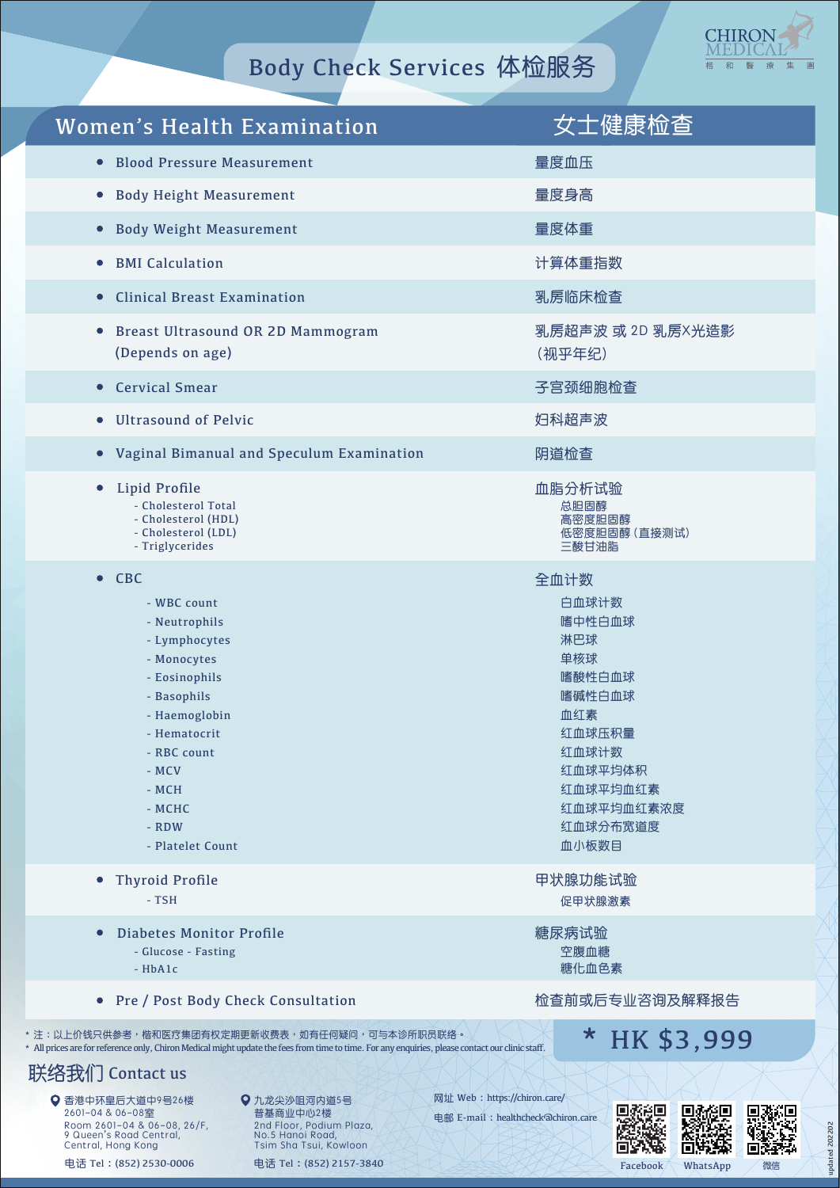# Body Check Services 体检服务

CHIRON MEDICAL 楷和醫療集團

## Women's Health Examination 女士健康检查

| | |
|---|---|
| • Blood Pressure Measurement | 量度血压 |
| • Body Height Measurement | 量度身高 |
| • Body Weight Measurement | 量度体重 |
| • BMI Calculation | 计算体重指数 |
| • Clinical Breast Examination | 乳房临床检查 |
| • Breast Ultrasound OR 2D Mammogram (Depends on age) | 乳房超声波 或 2D 乳房X光造影 (视乎年纪) |
| • Cervical Smear | 子宫颈细胞检查 |
| • Ultrasound of Pelvic | 妇科超声波 |
| • Vaginal Bimanual and Speculum Examination | 阴道检查 |
| • Lipid Profile<br>- Cholesterol Total<br>- Cholesterol (HDL)<br>- Cholesterol (LDL)<br>- Triglycerides | 血脂分析试验<br>总胆固醇<br>高密度胆固醇<br>低密度胆固醇 (直接测试)<br>三酸甘油脂 |
| • CBC<br>- WBC count<br>- Neutrophils<br>- Lymphocytes<br>- Monocytes<br>- Eosinophils<br>- Basophils<br>- Haemoglobin<br>- Hematocrit<br>- RBC count<br>- MCV<br>- MCH<br>- MCHC<br>- RDW<br>- Platelet Count | 全血计数<br>白血球计数<br>嗜中性白血球<br>淋巴球<br>单核球<br>嗜酸性白血球<br>嗜碱性白血球<br>血红素<br>红血球压积量<br>红血球计数<br>红血球平均体积<br>红血球平均血红素<br>红血球平均血红素浓度<br>红血球分布宽道度<br>血小板数目 |
| • Thyroid Profile<br>- TSH | 甲状腺功能试验<br>促甲状腺激素 |
| • Diabetes Monitor Profile<br>- Glucose - Fasting<br>- HbA1c | 糖尿病试验<br>空腹血糖<br>糖化血色素 |
| • Pre / Post Body Check Consultation | 检查前或后专业咨询及解释报告 |

\* 注：以上价钱只供参考，楷和医疗集团有权定期更新收费表，如有任何疑问，可与本诊所职员联络。

\* All prices are for reference only, Chiron Medical might update the fees from time to time. For any enquiries, please contact our clinic staff.

**\* HK $3,999**

## 联络我们 Contact us

香港中环皇后大道中9号26楼 2601-04 & 06-08室
Room 2601-04 & 06-08, 26/F, 9 Queen's Road Central, Central, Hong Kong
电话 Tel：(852) 2530-0006

九龙尖沙咀河内道5号 普基商业中心2楼
2nd Floor, Podium Plaza, No.5 Hanoi Road, Tsim Sha Tsui, Kowloon
电话 Tel：(852) 2157-3840

网址 Web：https://chiron.care/
电邮 E-mail：healthcheck@chiron.care

Facebook WhatsApp 微信

updated 202202